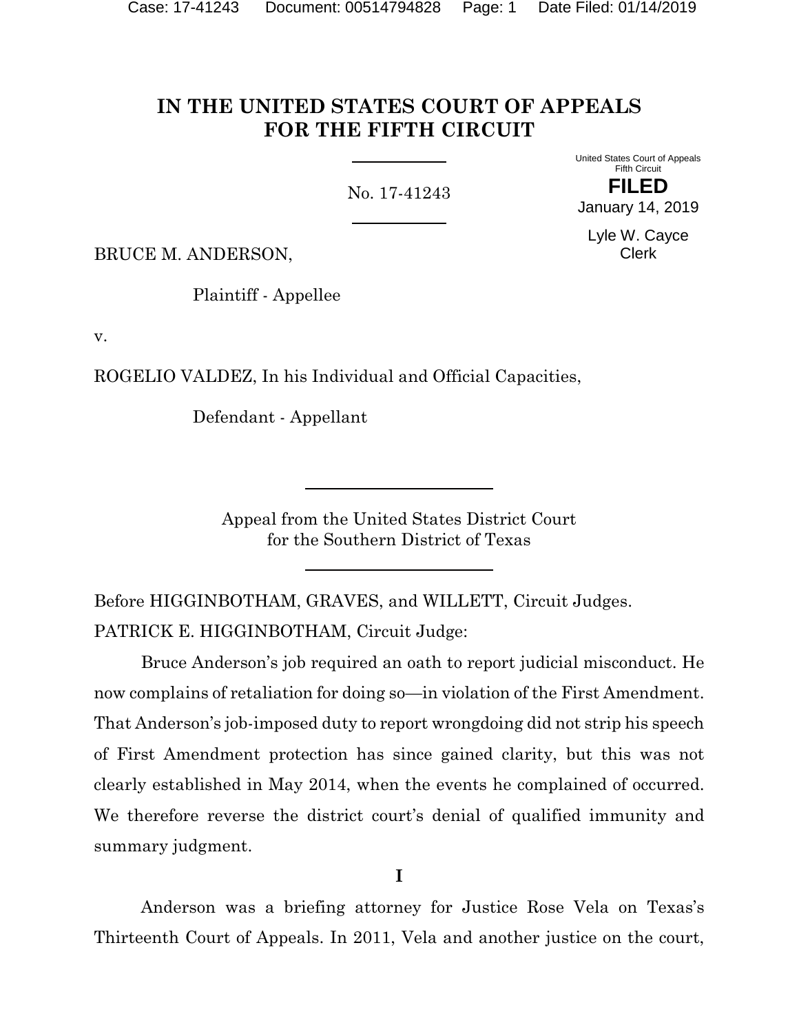# IN THE UNITED STATES COURT OF APPEALS FOR THE FIFTH CIRCUIT

No. 17-41243

United States Court of Appeals
Fifth Circuit

**FILED**

January 14, 2019

Lyle W. Cayce
Clerk

BRUCE M. ANDERSON,

Plaintiff - Appellee

v.

ROGELIO VALDEZ, In his Individual and Official Capacities,

Defendant - Appellant

Appeal from the United States District Court
for the Southern District of Texas

Before HIGGINBOTHAM, GRAVES, and WILLETT, Circuit Judges.

PATRICK E. HIGGINBOTHAM, Circuit Judge:

Bruce Anderson's job required an oath to report judicial misconduct. He now complains of retaliation for doing so—in violation of the First Amendment. That Anderson's job-imposed duty to report wrongdoing did not strip his speech of First Amendment protection has since gained clarity, but this was not clearly established in May 2014, when the events he complained of occurred. We therefore reverse the district court's denial of qualified immunity and summary judgment.

**I**

Anderson was a briefing attorney for Justice Rose Vela on Texas's Thirteenth Court of Appeals. In 2011, Vela and another justice on the court,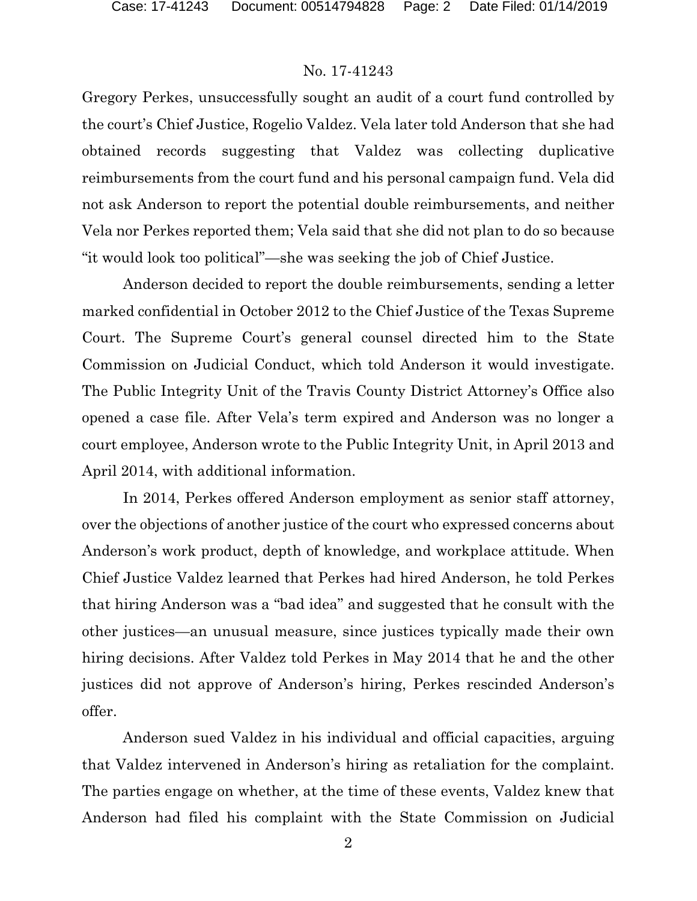Gregory Perkes, unsuccessfully sought an audit of a court fund controlled by the court's Chief Justice, Rogelio Valdez. Vela later told Anderson that she had obtained records suggesting that Valdez was collecting duplicative reimbursements from the court fund and his personal campaign fund. Vela did not ask Anderson to report the potential double reimbursements, and neither Vela nor Perkes reported them; Vela said that she did not plan to do so because "it would look too political"—she was seeking the job of Chief Justice.

Anderson decided to report the double reimbursements, sending a letter marked confidential in October 2012 to the Chief Justice of the Texas Supreme Court. The Supreme Court's general counsel directed him to the State Commission on Judicial Conduct, which told Anderson it would investigate. The Public Integrity Unit of the Travis County District Attorney's Office also opened a case file. After Vela's term expired and Anderson was no longer a court employee, Anderson wrote to the Public Integrity Unit, in April 2013 and April 2014, with additional information.

In 2014, Perkes offered Anderson employment as senior staff attorney, over the objections of another justice of the court who expressed concerns about Anderson's work product, depth of knowledge, and workplace attitude. When Chief Justice Valdez learned that Perkes had hired Anderson, he told Perkes that hiring Anderson was a "bad idea" and suggested that he consult with the other justices—an unusual measure, since justices typically made their own hiring decisions. After Valdez told Perkes in May 2014 that he and the other justices did not approve of Anderson's hiring, Perkes rescinded Anderson's offer.

Anderson sued Valdez in his individual and official capacities, arguing that Valdez intervened in Anderson's hiring as retaliation for the complaint. The parties engage on whether, at the time of these events, Valdez knew that Anderson had filed his complaint with the State Commission on Judicial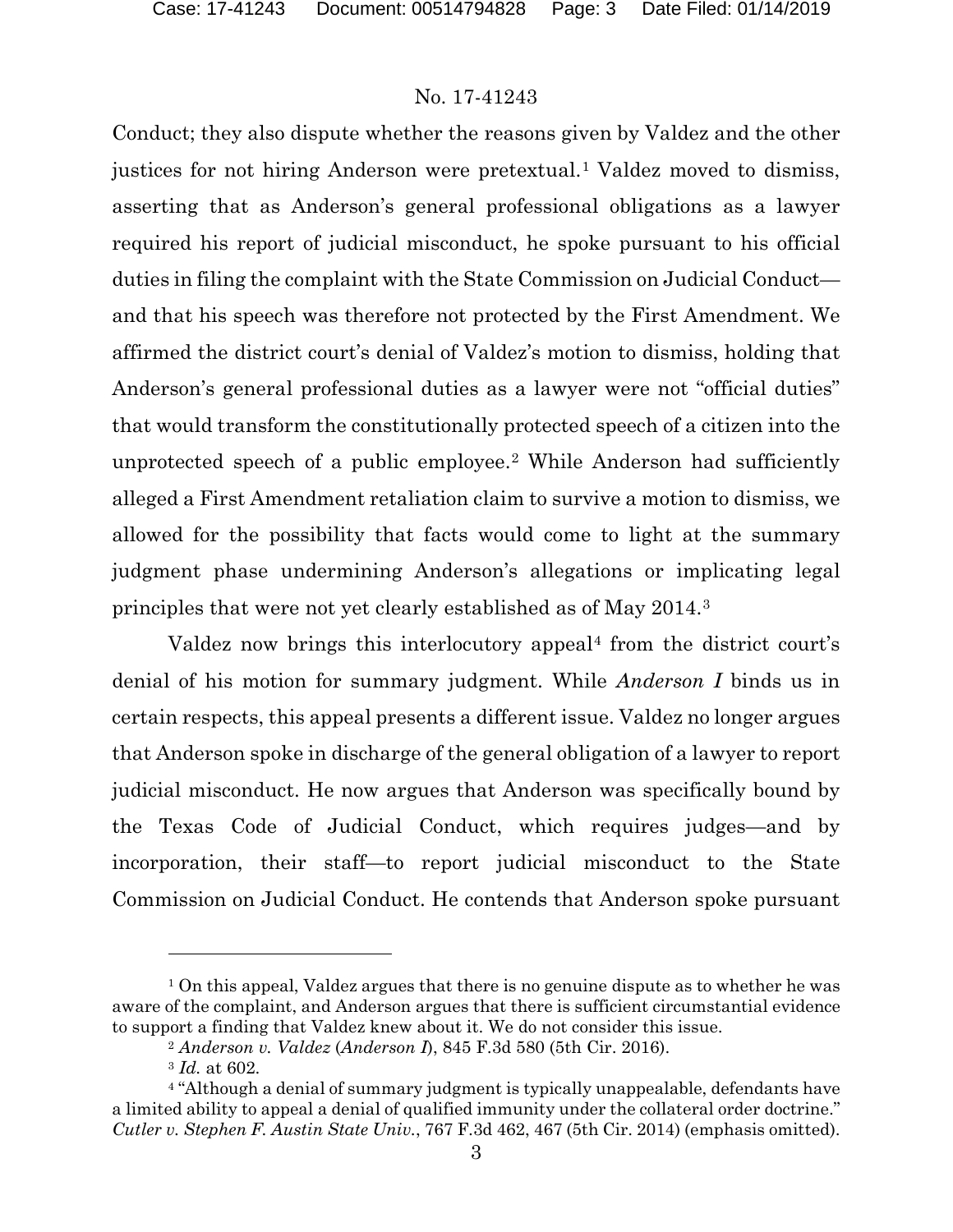Conduct; they also dispute whether the reasons given by Valdez and the other justices for not hiring Anderson were pretextual.[1] Valdez moved to dismiss, asserting that as Anderson's general professional obligations as a lawyer required his report of judicial misconduct, he spoke pursuant to his official duties in filing the complaint with the State Commission on Judicial Conduct—and that his speech was therefore not protected by the First Amendment. We affirmed the district court's denial of Valdez's motion to dismiss, holding that Anderson's general professional duties as a lawyer were not "official duties" that would transform the constitutionally protected speech of a citizen into the unprotected speech of a public employee.[2] While Anderson had sufficiently alleged a First Amendment retaliation claim to survive a motion to dismiss, we allowed for the possibility that facts would come to light at the summary judgment phase undermining Anderson's allegations or implicating legal principles that were not yet clearly established as of May 2014.[3]

Valdez now brings this interlocutory appeal[4] from the district court's denial of his motion for summary judgment. While *Anderson I* binds us in certain respects, this appeal presents a different issue. Valdez no longer argues that Anderson spoke in discharge of the general obligation of a lawyer to report judicial misconduct. He now argues that Anderson was specifically bound by the Texas Code of Judicial Conduct, which requires judges—and by incorporation, their staff—to report judicial misconduct to the State Commission on Judicial Conduct. He contends that Anderson spoke pursuant

---

[1] On this appeal, Valdez argues that there is no genuine dispute as to whether he was aware of the complaint, and Anderson argues that there is sufficient circumstantial evidence to support a finding that Valdez knew about it. We do not consider this issue.

[2] *Anderson v. Valdez* (*Anderson I*), 845 F.3d 580 (5th Cir. 2016).

[3] *Id.* at 602.

[4] "Although a denial of summary judgment is typically unappealable, defendants have a limited ability to appeal a denial of qualified immunity under the collateral order doctrine." *Cutler v. Stephen F. Austin State Univ.*, 767 F.3d 462, 467 (5th Cir. 2014) (emphasis omitted).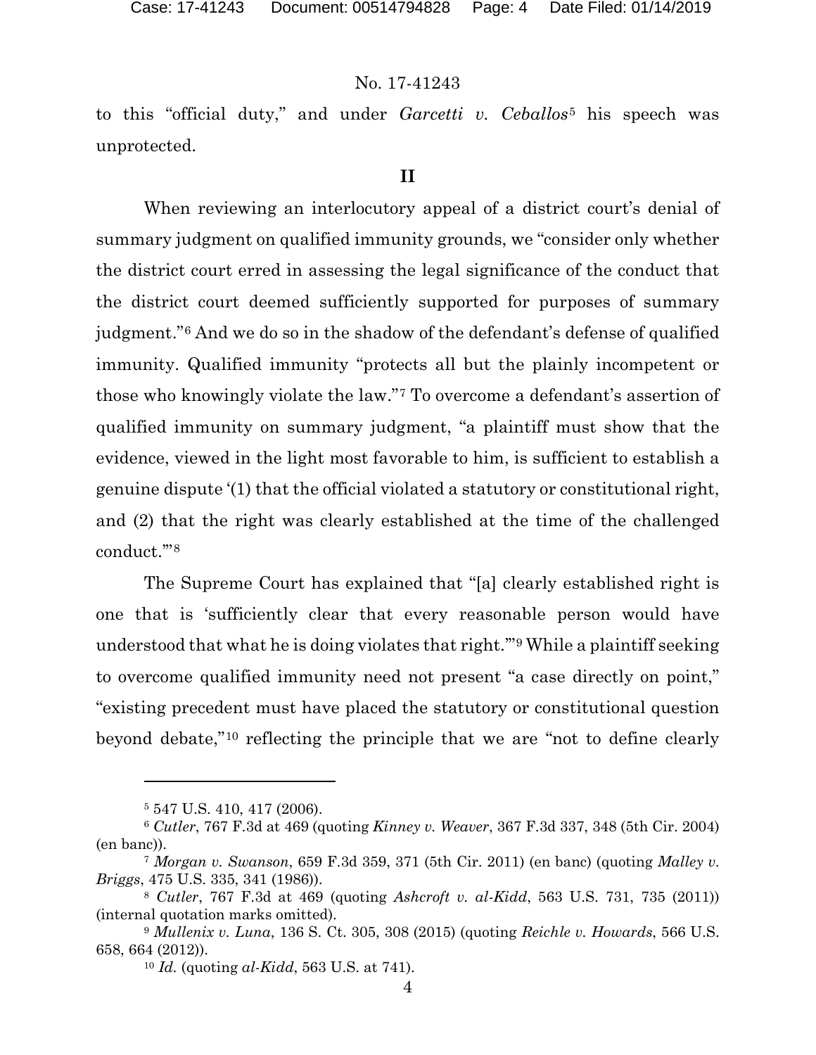to this "official duty," and under *Garcetti v. Ceballos*[5] his speech was unprotected.

## II

When reviewing an interlocutory appeal of a district court's denial of summary judgment on qualified immunity grounds, we "consider only whether the district court erred in assessing the legal significance of the conduct that the district court deemed sufficiently supported for purposes of summary judgment."[6] And we do so in the shadow of the defendant's defense of qualified immunity. Qualified immunity "protects all but the plainly incompetent or those who knowingly violate the law."[7] To overcome a defendant's assertion of qualified immunity on summary judgment, "a plaintiff must show that the evidence, viewed in the light most favorable to him, is sufficient to establish a genuine dispute '(1) that the official violated a statutory or constitutional right, and (2) that the right was clearly established at the time of the challenged conduct.'"[8]

The Supreme Court has explained that "[a] clearly established right is one that is 'sufficiently clear that every reasonable person would have understood that what he is doing violates that right.'"[9] While a plaintiff seeking to overcome qualified immunity need not present "a case directly on point," "existing precedent must have placed the statutory or constitutional question beyond debate,"[10] reflecting the principle that we are "not to define clearly

---

[5] 547 U.S. 410, 417 (2006).

[6] *Cutler*, 767 F.3d at 469 (quoting *Kinney v. Weaver*, 367 F.3d 337, 348 (5th Cir. 2004) (en banc)).

[7] *Morgan v. Swanson*, 659 F.3d 359, 371 (5th Cir. 2011) (en banc) (quoting *Malley v. Briggs*, 475 U.S. 335, 341 (1986)).

[8] *Cutler*, 767 F.3d at 469 (quoting *Ashcroft v. al-Kidd*, 563 U.S. 731, 735 (2011)) (internal quotation marks omitted).

[9] *Mullenix v. Luna*, 136 S. Ct. 305, 308 (2015) (quoting *Reichle v. Howards*, 566 U.S. 658, 664 (2012)).

[10] *Id.* (quoting *al-Kidd*, 563 U.S. at 741).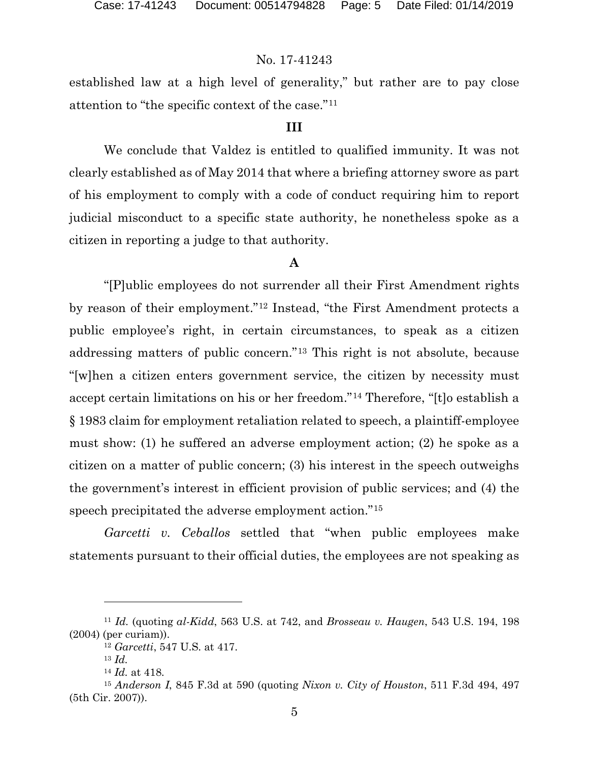established law at a high level of generality," but rather are to pay close attention to "the specific context of the case."[11]

## III

We conclude that Valdez is entitled to qualified immunity. It was not clearly established as of May 2014 that where a briefing attorney swore as part of his employment to comply with a code of conduct requiring him to report judicial misconduct to a specific state authority, he nonetheless spoke as a citizen in reporting a judge to that authority.

### A

"[P]ublic employees do not surrender all their First Amendment rights by reason of their employment."[12] Instead, "the First Amendment protects a public employee's right, in certain circumstances, to speak as a citizen addressing matters of public concern."[13] This right is not absolute, because "[w]hen a citizen enters government service, the citizen by necessity must accept certain limitations on his or her freedom."[14] Therefore, "[t]o establish a § 1983 claim for employment retaliation related to speech, a plaintiff-employee must show: (1) he suffered an adverse employment action; (2) he spoke as a citizen on a matter of public concern; (3) his interest in the speech outweighs the government's interest in efficient provision of public services; and (4) the speech precipitated the adverse employment action."[15]

*Garcetti v. Ceballos* settled that "when public employees make statements pursuant to their official duties, the employees are not speaking as

---

[11] *Id.* (quoting *al-Kidd*, 563 U.S. at 742, and *Brosseau v. Haugen*, 543 U.S. 194, 198 (2004) (per curiam)).

[12] *Garcetti*, 547 U.S. at 417.

[13] *Id.*

[14] *Id.* at 418.

[15] *Anderson I*, 845 F.3d at 590 (quoting *Nixon v. City of Houston*, 511 F.3d 494, 497 (5th Cir. 2007)).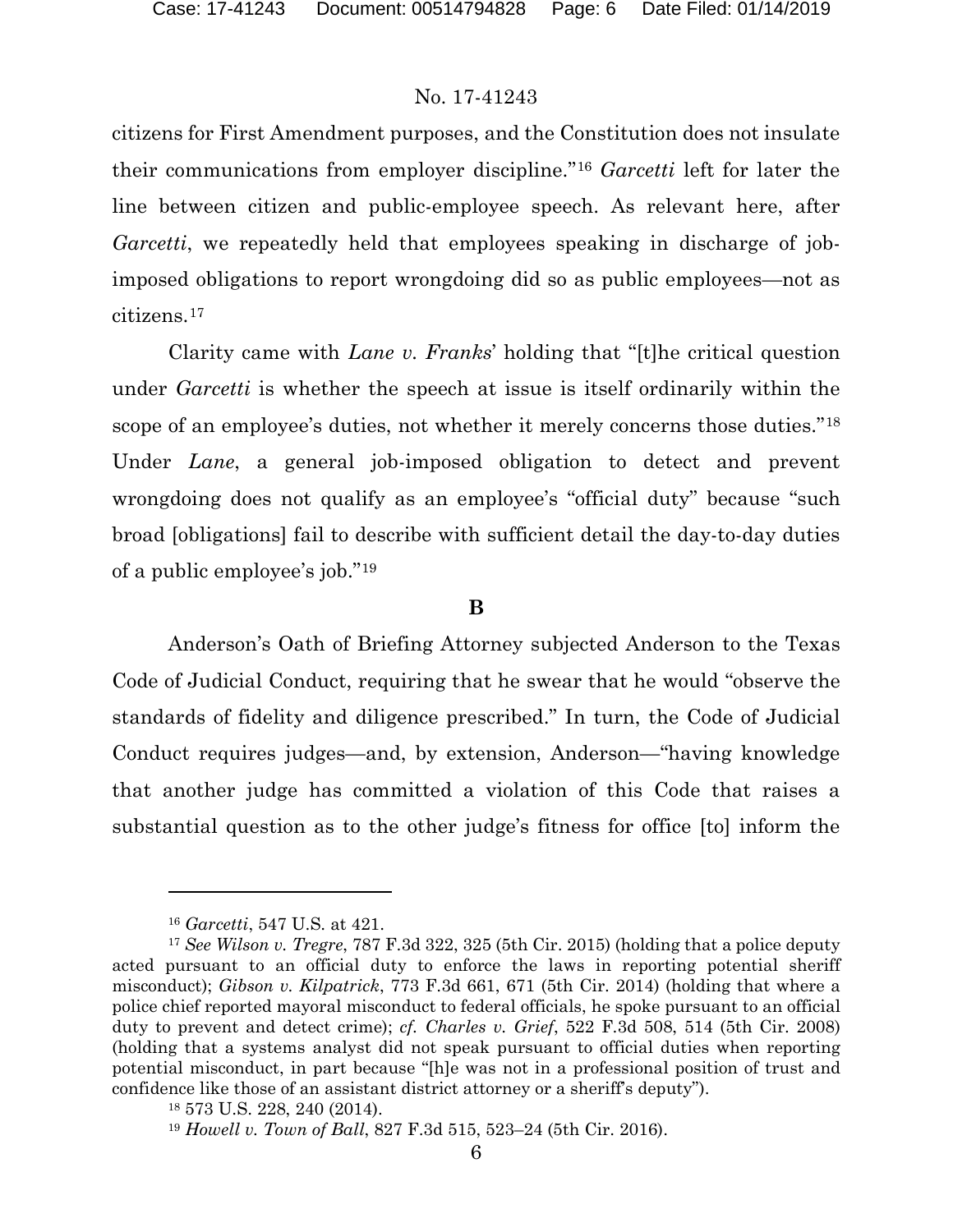citizens for First Amendment purposes, and the Constitution does not insulate their communications from employer discipline."[16] *Garcetti* left for later the line between citizen and public-employee speech. As relevant here, after *Garcetti*, we repeatedly held that employees speaking in discharge of job-imposed obligations to report wrongdoing did so as public employees—not as citizens.[17]

Clarity came with *Lane v. Franks*' holding that "[t]he critical question under *Garcetti* is whether the speech at issue is itself ordinarily within the scope of an employee's duties, not whether it merely concerns those duties."[18] Under *Lane*, a general job-imposed obligation to detect and prevent wrongdoing does not qualify as an employee's "official duty" because "such broad [obligations] fail to describe with sufficient detail the day-to-day duties of a public employee's job."[19]

## B

Anderson's Oath of Briefing Attorney subjected Anderson to the Texas Code of Judicial Conduct, requiring that he swear that he would "observe the standards of fidelity and diligence prescribed." In turn, the Code of Judicial Conduct requires judges—and, by extension, Anderson—"having knowledge that another judge has committed a violation of this Code that raises a substantial question as to the other judge's fitness for office [to] inform the

---

[16] *Garcetti*, 547 U.S. at 421.

[17] *See Wilson v. Tregre*, 787 F.3d 322, 325 (5th Cir. 2015) (holding that a police deputy acted pursuant to an official duty to enforce the laws in reporting potential sheriff misconduct); *Gibson v. Kilpatrick*, 773 F.3d 661, 671 (5th Cir. 2014) (holding that where a police chief reported mayoral misconduct to federal officials, he spoke pursuant to an official duty to prevent and detect crime); *cf. Charles v. Grief*, 522 F.3d 508, 514 (5th Cir. 2008) (holding that a systems analyst did not speak pursuant to official duties when reporting potential misconduct, in part because "[h]e was not in a professional position of trust and confidence like those of an assistant district attorney or a sheriff's deputy").

[18] 573 U.S. 228, 240 (2014).

[19] *Howell v. Town of Ball*, 827 F.3d 515, 523–24 (5th Cir. 2016).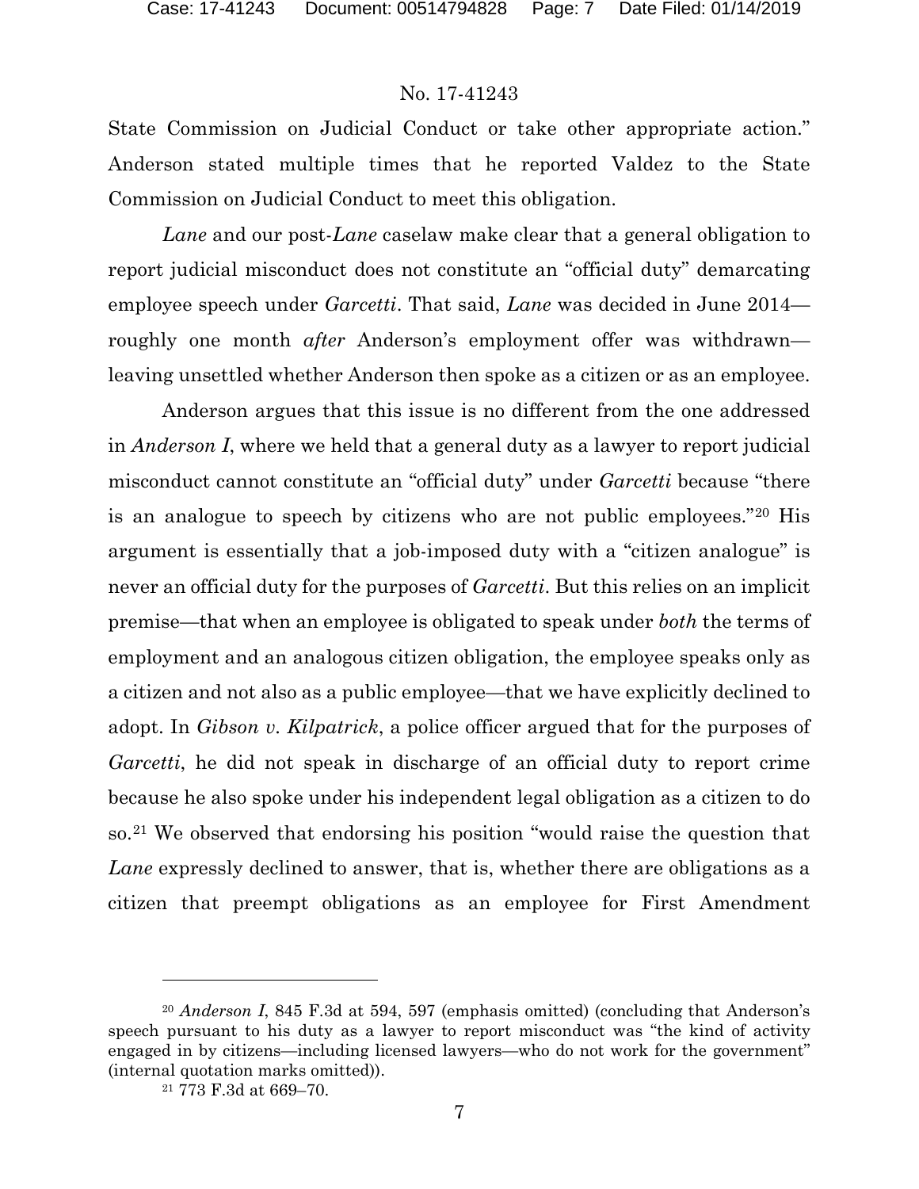State Commission on Judicial Conduct or take other appropriate action." Anderson stated multiple times that he reported Valdez to the State Commission on Judicial Conduct to meet this obligation.

*Lane* and our post-*Lane* caselaw make clear that a general obligation to report judicial misconduct does not constitute an "official duty" demarcating employee speech under *Garcetti*. That said, *Lane* was decided in June 2014—roughly one month *after* Anderson's employment offer was withdrawn—leaving unsettled whether Anderson then spoke as a citizen or as an employee.

Anderson argues that this issue is no different from the one addressed in *Anderson I*, where we held that a general duty as a lawyer to report judicial misconduct cannot constitute an "official duty" under *Garcetti* because "there is an analogue to speech by citizens who are not public employees."[20] His argument is essentially that a job-imposed duty with a "citizen analogue" is never an official duty for the purposes of *Garcetti*. But this relies on an implicit premise—that when an employee is obligated to speak under *both* the terms of employment and an analogous citizen obligation, the employee speaks only as a citizen and not also as a public employee—that we have explicitly declined to adopt. In *Gibson v. Kilpatrick*, a police officer argued that for the purposes of *Garcetti*, he did not speak in discharge of an official duty to report crime because he also spoke under his independent legal obligation as a citizen to do so.[21] We observed that endorsing his position "would raise the question that *Lane* expressly declined to answer, that is, whether there are obligations as a citizen that preempt obligations as an employee for First Amendment

---

[20] *Anderson I*, 845 F.3d at 594, 597 (emphasis omitted) (concluding that Anderson's speech pursuant to his duty as a lawyer to report misconduct was "the kind of activity engaged in by citizens—including licensed lawyers—who do not work for the government" (internal quotation marks omitted)).

[21] 773 F.3d at 669–70.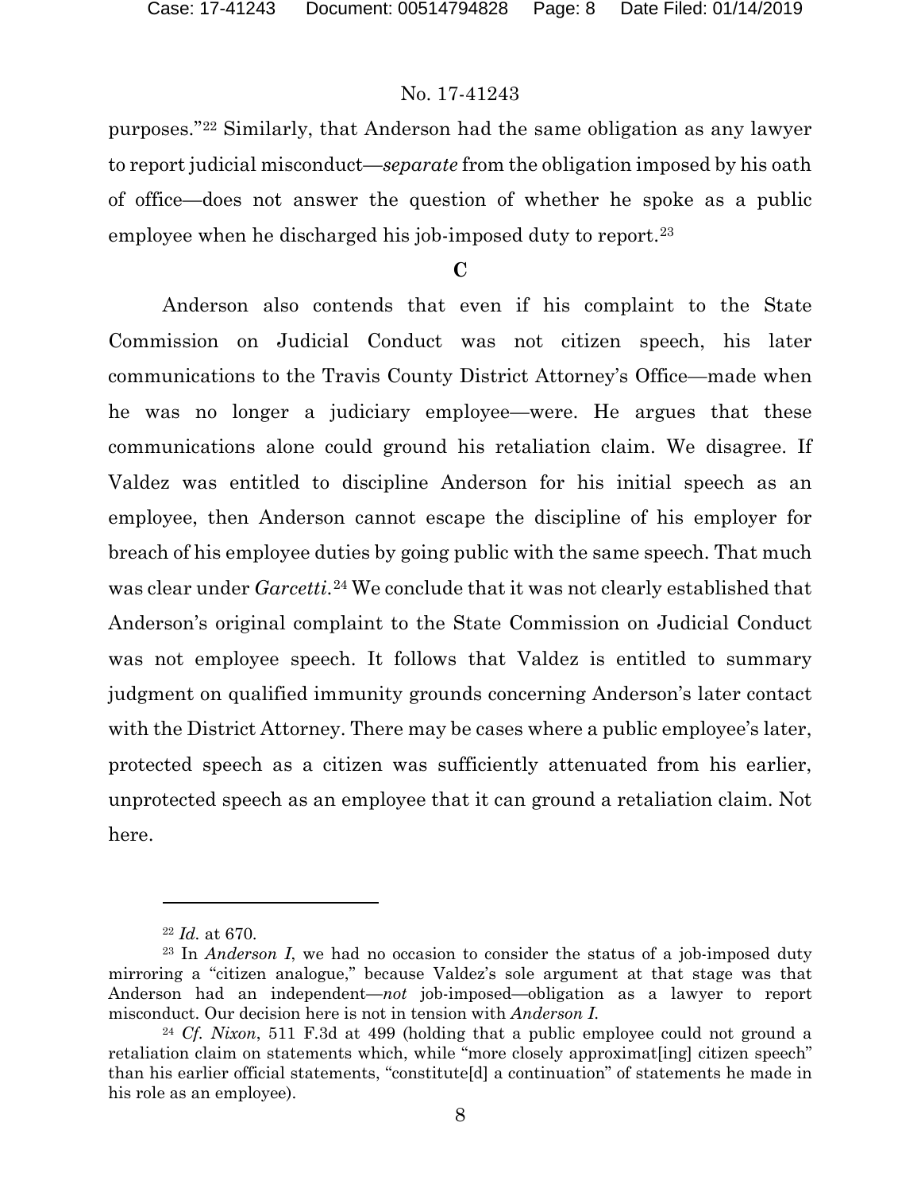purposes."[22] Similarly, that Anderson had the same obligation as any lawyer to report judicial misconduct—*separate* from the obligation imposed by his oath of office—does not answer the question of whether he spoke as a public employee when he discharged his job-imposed duty to report.[23]

### C

Anderson also contends that even if his complaint to the State Commission on Judicial Conduct was not citizen speech, his later communications to the Travis County District Attorney's Office—made when he was no longer a judiciary employee—were. He argues that these communications alone could ground his retaliation claim. We disagree. If Valdez was entitled to discipline Anderson for his initial speech as an employee, then Anderson cannot escape the discipline of his employer for breach of his employee duties by going public with the same speech. That much was clear under *Garcetti*.[24] We conclude that it was not clearly established that Anderson's original complaint to the State Commission on Judicial Conduct was not employee speech. It follows that Valdez is entitled to summary judgment on qualified immunity grounds concerning Anderson's later contact with the District Attorney. There may be cases where a public employee's later, protected speech as a citizen was sufficiently attenuated from his earlier, unprotected speech as an employee that it can ground a retaliation claim. Not here.

---

[22] *Id.* at 670.

[23] In *Anderson I*, we had no occasion to consider the status of a job-imposed duty mirroring a "citizen analogue," because Valdez's sole argument at that stage was that Anderson had an independent—*not* job-imposed—obligation as a lawyer to report misconduct. Our decision here is not in tension with *Anderson I*.

[24] *Cf. Nixon*, 511 F.3d at 499 (holding that a public employee could not ground a retaliation claim on statements which, while "more closely approximat[ing] citizen speech" than his earlier official statements, "constitute[d] a continuation" of statements he made in his role as an employee).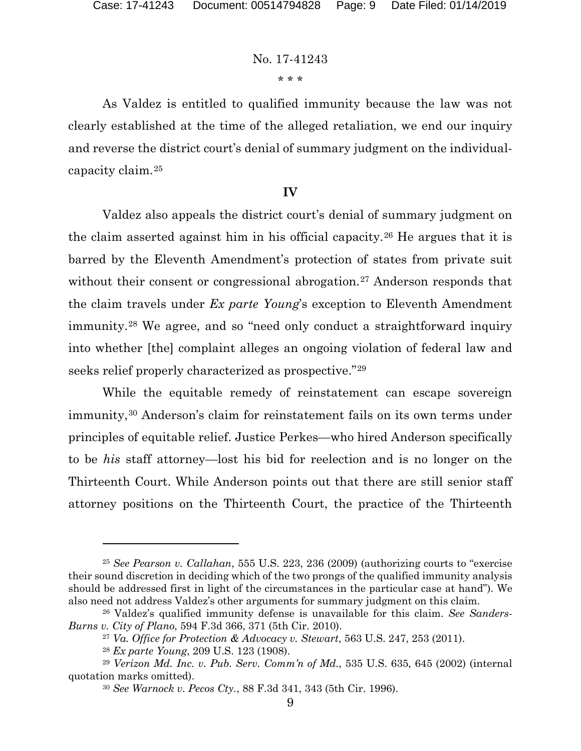\* \* \*

As Valdez is entitled to qualified immunity because the law was not clearly established at the time of the alleged retaliation, we end our inquiry and reverse the district court's denial of summary judgment on the individual-capacity claim.[25]

## IV

Valdez also appeals the district court's denial of summary judgment on the claim asserted against him in his official capacity.[26] He argues that it is barred by the Eleventh Amendment's protection of states from private suit without their consent or congressional abrogation.[27] Anderson responds that the claim travels under *Ex parte Young*'s exception to Eleventh Amendment immunity.[28] We agree, and so "need only conduct a straightforward inquiry into whether [the] complaint alleges an ongoing violation of federal law and seeks relief properly characterized as prospective."[29]

While the equitable remedy of reinstatement can escape sovereign immunity,[30] Anderson's claim for reinstatement fails on its own terms under principles of equitable relief. Justice Perkes—who hired Anderson specifically to be *his* staff attorney—lost his bid for reelection and is no longer on the Thirteenth Court. While Anderson points out that there are still senior staff attorney positions on the Thirteenth Court, the practice of the Thirteenth

---

[25] *See Pearson v. Callahan*, 555 U.S. 223, 236 (2009) (authorizing courts to "exercise their sound discretion in deciding which of the two prongs of the qualified immunity analysis should be addressed first in light of the circumstances in the particular case at hand"). We also need not address Valdez's other arguments for summary judgment on this claim.

[26] Valdez's qualified immunity defense is unavailable for this claim. *See Sanders-Burns v. City of Plano*, 594 F.3d 366, 371 (5th Cir. 2010).

[27] *Va. Office for Protection & Advocacy v. Stewart*, 563 U.S. 247, 253 (2011).

[28] *Ex parte Young*, 209 U.S. 123 (1908).

[29] *Verizon Md. Inc. v. Pub. Serv. Comm'n of Md.*, 535 U.S. 635, 645 (2002) (internal quotation marks omitted).

[30] *See Warnock v. Pecos Cty.*, 88 F.3d 341, 343 (5th Cir. 1996).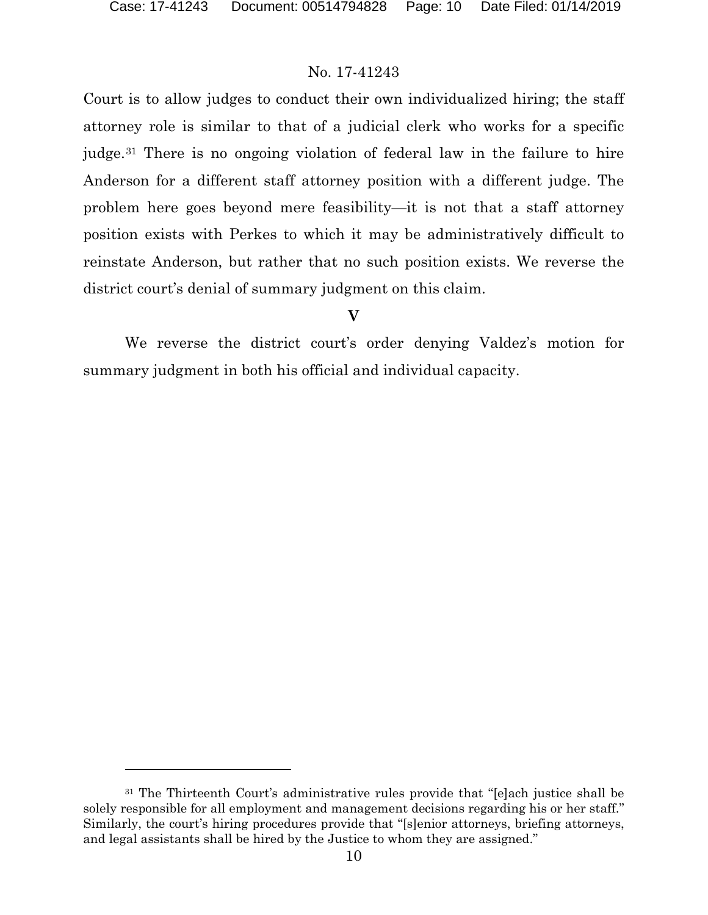Court is to allow judges to conduct their own individualized hiring; the staff attorney role is similar to that of a judicial clerk who works for a specific judge.[31] There is no ongoing violation of federal law in the failure to hire Anderson for a different staff attorney position with a different judge. The problem here goes beyond mere feasibility—it is not that a staff attorney position exists with Perkes to which it may be administratively difficult to reinstate Anderson, but rather that no such position exists. We reverse the district court's denial of summary judgment on this claim.

## V

We reverse the district court's order denying Valdez's motion for summary judgment in both his official and individual capacity.

---

[31] The Thirteenth Court's administrative rules provide that "[e]ach justice shall be solely responsible for all employment and management decisions regarding his or her staff." Similarly, the court's hiring procedures provide that "[s]enior attorneys, briefing attorneys, and legal assistants shall be hired by the Justice to whom they are assigned."